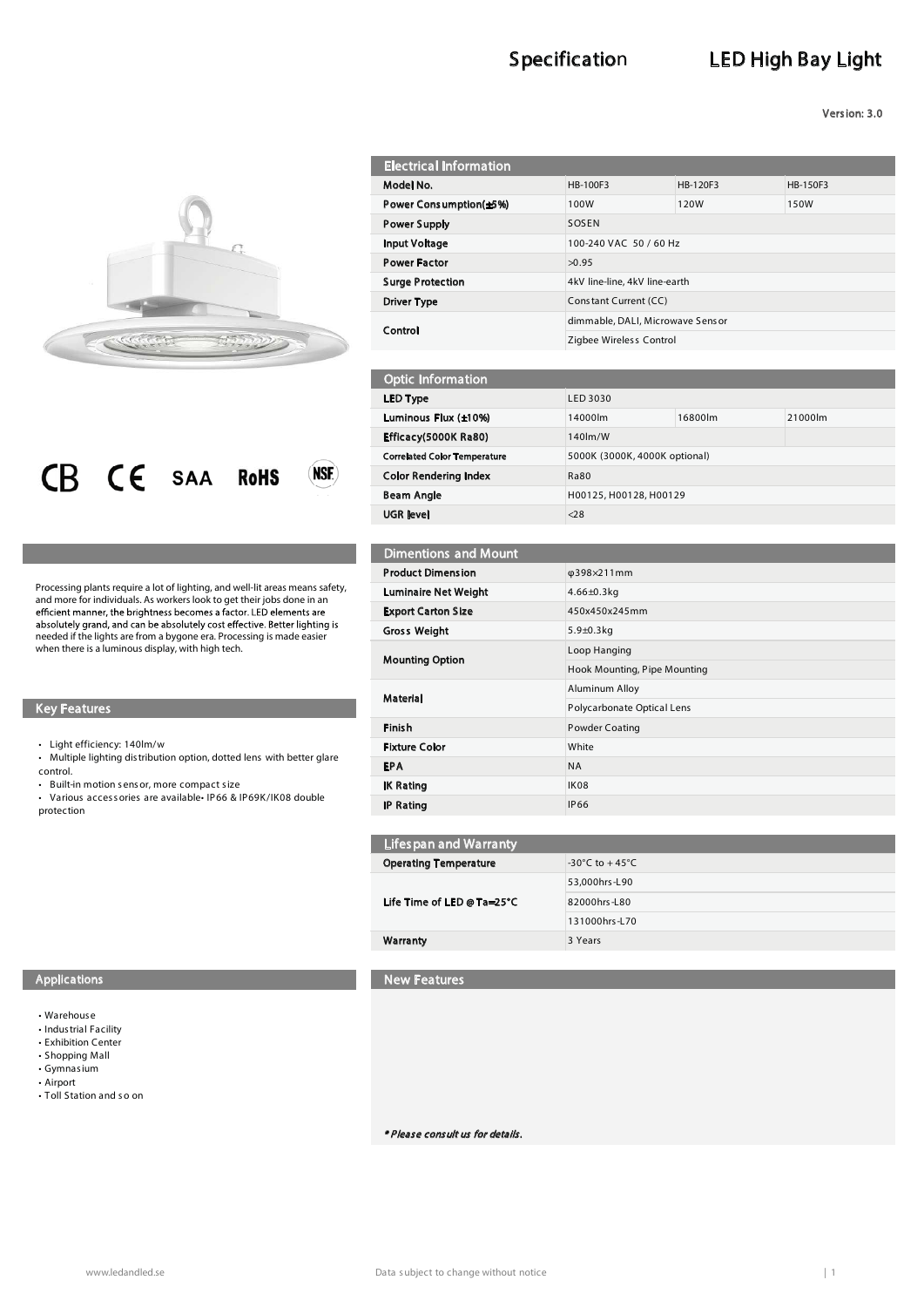# Specification — LED High Bay Light

Version: 3.0

CB CE SAA RoHS NSF

Processing plants require a lot of lighting, and well-lit areas means safety, and more for individuals. As workers look to get their jobs done in an efficient manner, the brightness becomes a factor. LED elements are absolutely grand, and can be absolutely cost effective. Better lighting is needed if the lights are from a bygone era. Processing is made easier when there is a luminous display, with high tech.

## Key Features

- Light efficiency: 140lm/w
- Multiple lighting distribution option, dotted lens with better glare control.
- Built-in motion sensor, more compact size
- Various accessories are available• IP66 & IP69K/IK08 double protection

## Applications

- Warehouse
- Industrial Facility
- Exhibition Center
- Shopping Mall
- Gymnasium
- Airport
- Toll Station and so on

## Electrical Information

| Model No. | HB-100F3 | HB-120F3 | HB-150F3 |
|---|---|---|---|
| Power Consumption(±5%) | 100W | 120W | 150W |
| Power Supply | SOSEN | | |
| Input Voltage | 100-240 VAC 50 / 60 Hz | | |
| Power Factor | >0.95 | | |
| Surge Protection | 4kV line-line, 4kV line-earth | | |
| Driver Type | Constant Current (CC) | | |
| Control | dimmable, DALI, Microwave Sensor | | |
| | Zigbee Wireless Control | | |

## Optic Information

| LED Type | LED 3030 | | |
|---|---|---|---|
| Luminous Flux (±10%) | 14000lm | 16800lm | 21000lm |
| Efficacy(5000K Ra80) | 140lm/W | | |
| Correlated Color Temperature | 5000K (3000K, 4000K optional) | | |
| Color Rendering Index | Ra80 | | |
| Beam Angle | H00125, H00128, H00129 | | |
| UGR level | <28 | | |

## Dimentions and Mount

| Product Dimension | φ398×211mm |
|---|---|
| Luminaire Net Weight | 4.66±0.3kg |
| Export Carton Size | 450x450x245mm |
| Gross Weight | 5.9±0.3kg |
| Mounting Option | Loop Hanging |
| | Hook Mounting, Pipe Mounting |
| Material | Aluminum Alloy |
| | Polycarbonate Optical Lens |
| Finish | Powder Coating |
| Fixture Color | White |
| EPA | NA |
| IK Rating | IK08 |
| IP Rating | IP66 |

## Lifespan and Warranty

| Operating Temperature | -30°C to +45°C |
|---|---|
| Life Time of LED @Ta=25°C | 53,000hrs-L90 |
| | 82000hrs-L80 |
| | 131000hrs-L70 |
| Warranty | 3 Years |

## New Features

*\* Please consult us for details.*

www.ledandled.se — Data subject to change without notice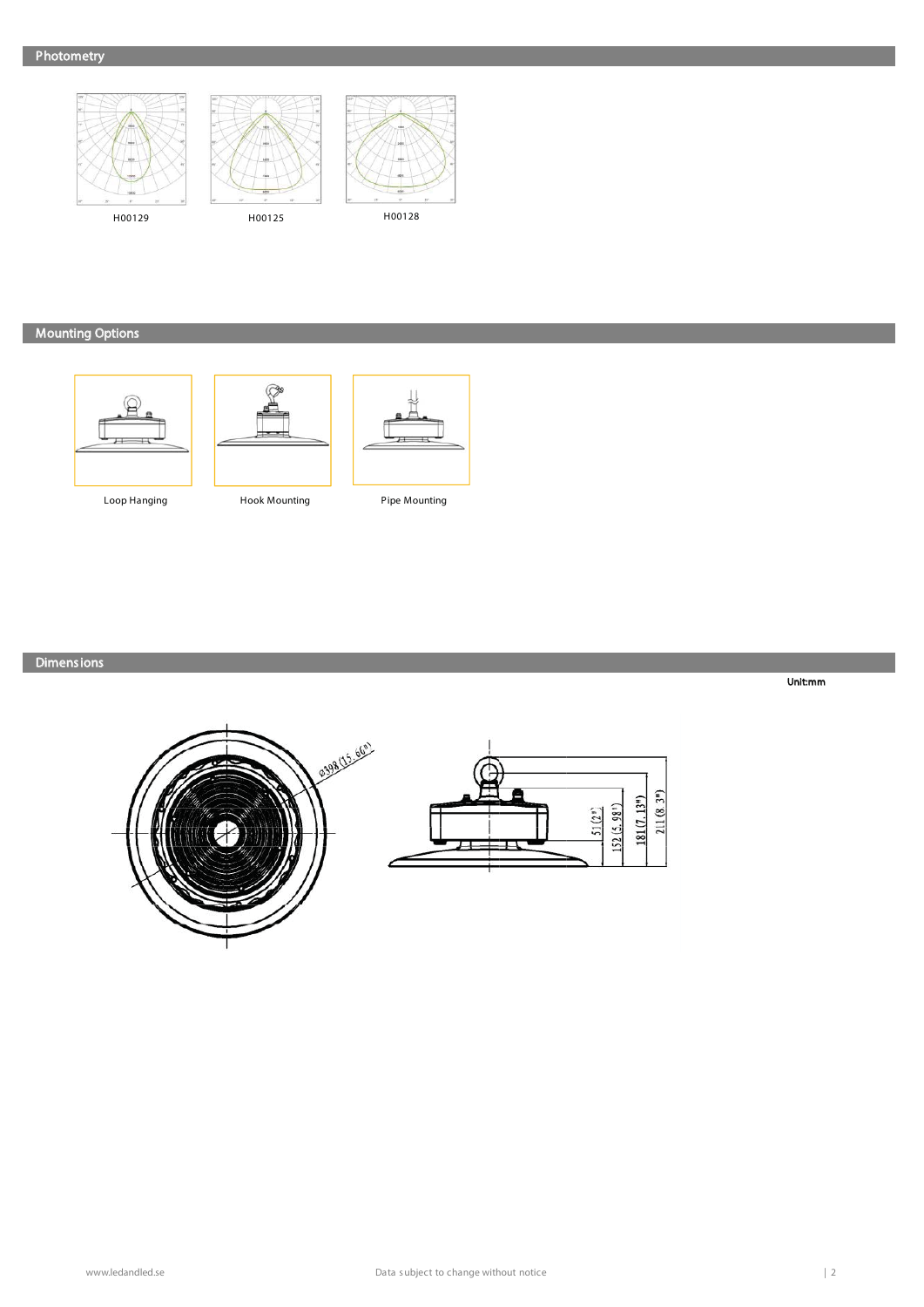## Photometry

H00129

H00125

H00128

## Mounting Options

Loop Hanging

Hook Mounting

Pipe Mounting

## Dimensions

Unit:mm

Ø398 (15.66")

51 (2")

152 (5.98")

181 (7.13")

211 (8.3")